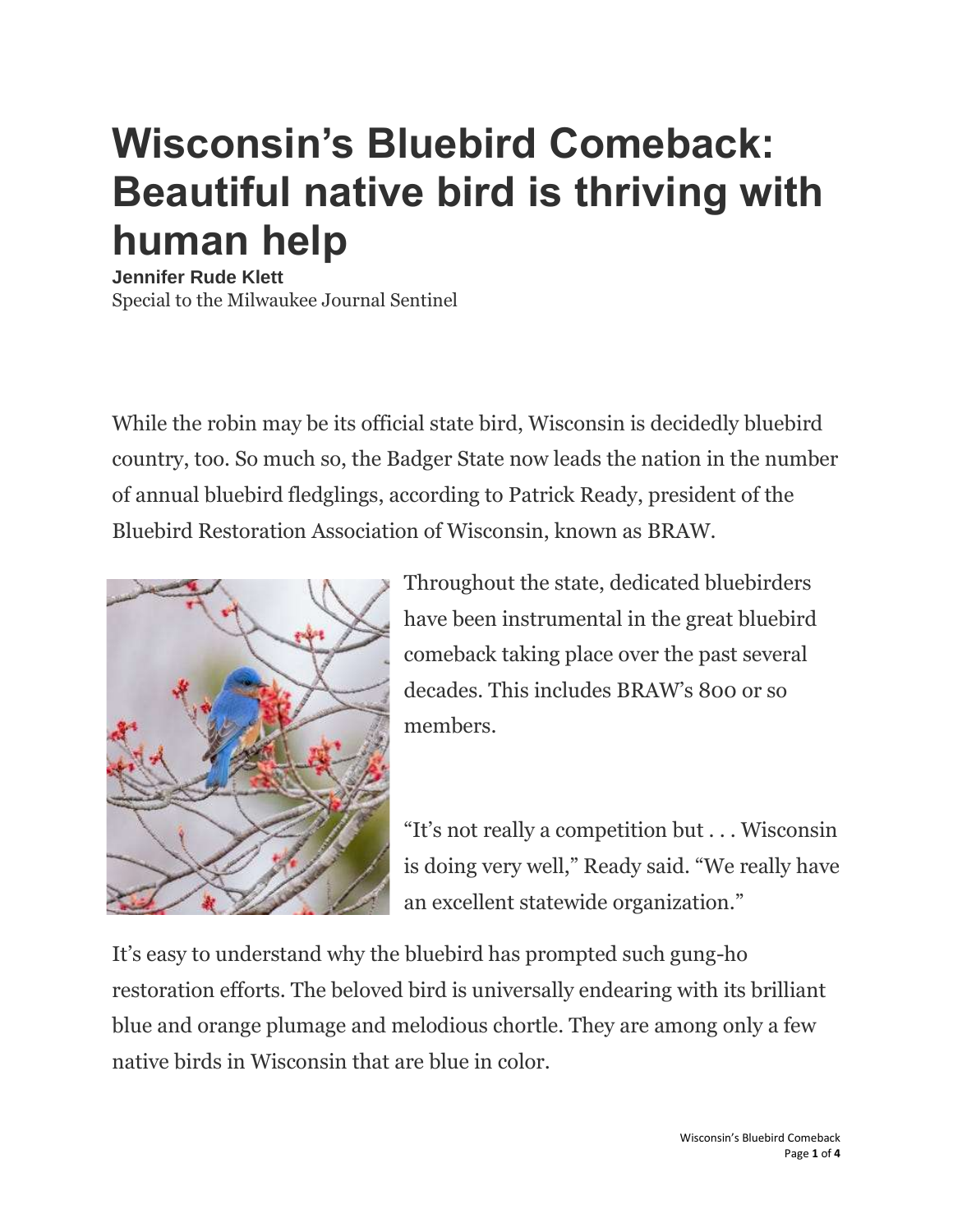# Wisconsin's Bluebird Comeback: Beautiful native bird is thriving with human help

**Jennifer Rude Klett**

Special to the Milwaukee Journal Sentinel

While the robin may be its official state bird, Wisconsin is decidedly bluebird country, too. So much so, the Badger State now leads the nation in the number of annual bluebird fledglings, according to Patrick Ready, president of the Bluebird Restoration Association of Wisconsin, known as BRAW.

Throughout the state, dedicated bluebirders have been instrumental in the great bluebird comeback taking place over the past several decades. This includes BRAW's 800 or so members.

"It's not really a competition but . . . Wisconsin is doing very well," Ready said. "We really have an excellent statewide organization."

It's easy to understand why the bluebird has prompted such gung-ho restoration efforts. The beloved bird is universally endearing with its brilliant blue and orange plumage and melodious chortle. They are among only a few native birds in Wisconsin that are blue in color.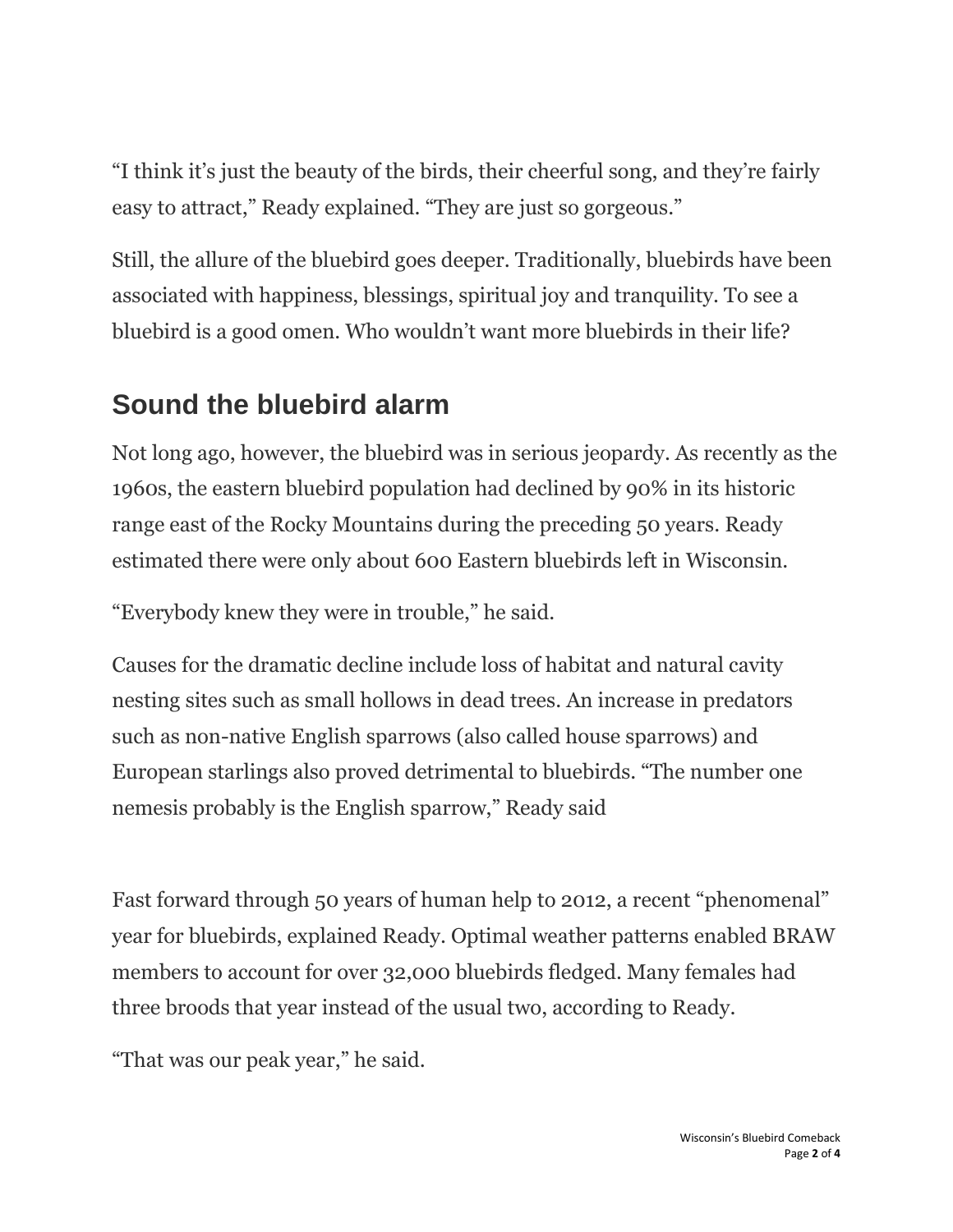"I think it's just the beauty of the birds, their cheerful song, and they're fairly easy to attract," Ready explained. "They are just so gorgeous."

Still, the allure of the bluebird goes deeper. Traditionally, bluebirds have been associated with happiness, blessings, spiritual joy and tranquility. To see a bluebird is a good omen. Who wouldn't want more bluebirds in their life?

## Sound the bluebird alarm

Not long ago, however, the bluebird was in serious jeopardy. As recently as the 1960s, the eastern bluebird population had declined by 90% in its historic range east of the Rocky Mountains during the preceding 50 years. Ready estimated there were only about 600 Eastern bluebirds left in Wisconsin.

"Everybody knew they were in trouble," he said.

Causes for the dramatic decline include loss of habitat and natural cavity nesting sites such as small hollows in dead trees. An increase in predators such as non-native English sparrows (also called house sparrows) and European starlings also proved detrimental to bluebirds. "The number one nemesis probably is the English sparrow," Ready said

Fast forward through 50 years of human help to 2012, a recent "phenomenal" year for bluebirds, explained Ready. Optimal weather patterns enabled BRAW members to account for over 32,000 bluebirds fledged. Many females had three broods that year instead of the usual two, according to Ready.

"That was our peak year," he said.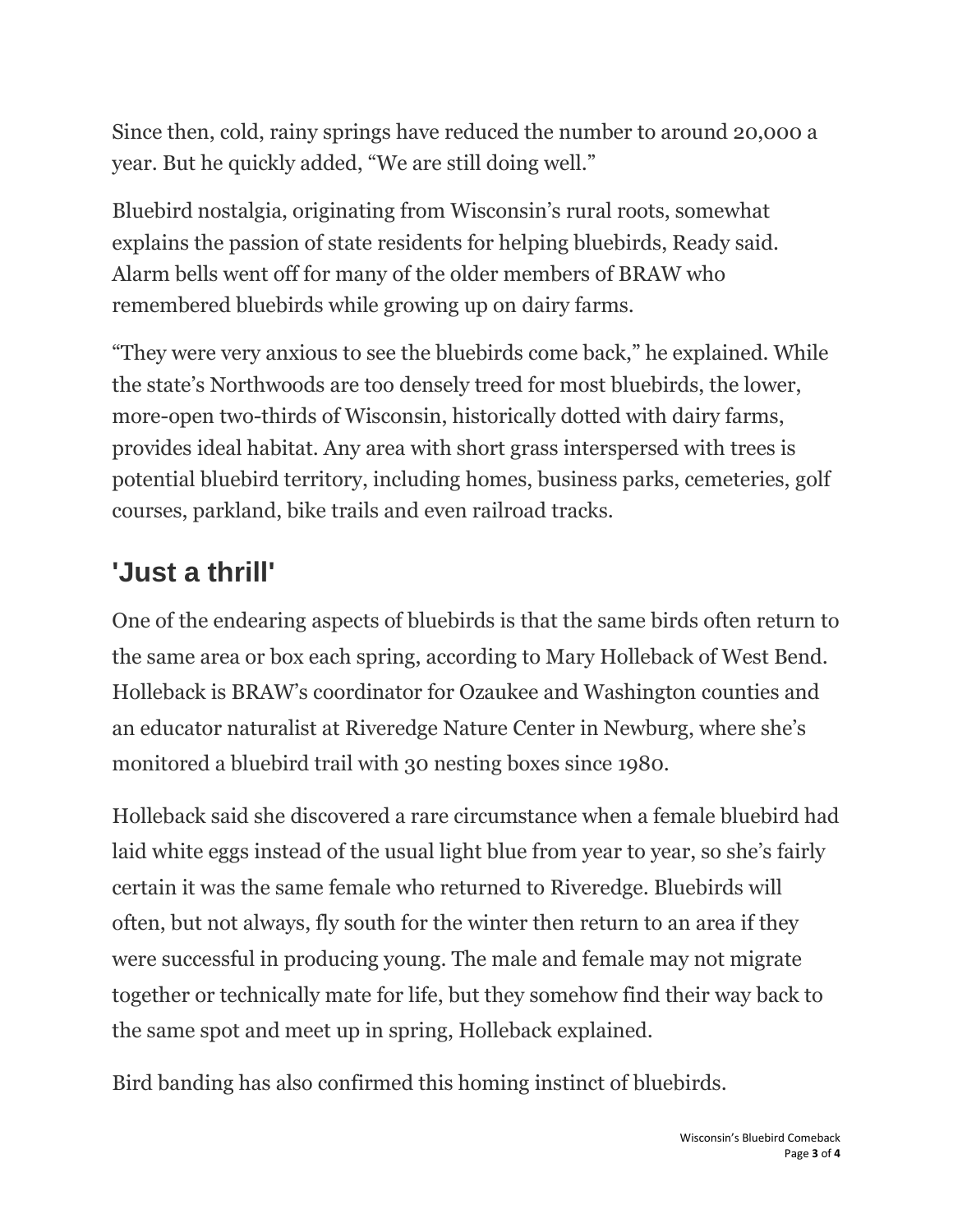Since then, cold, rainy springs have reduced the number to around 20,000 a year. But he quickly added, “We are still doing well.”

Bluebird nostalgia, originating from Wisconsin’s rural roots, somewhat explains the passion of state residents for helping bluebirds, Ready said. Alarm bells went off for many of the older members of BRAW who remembered bluebirds while growing up on dairy farms.

“They were very anxious to see the bluebirds come back,” he explained. While the state’s Northwoods are too densely treed for most bluebirds, the lower, more-open two-thirds of Wisconsin, historically dotted with dairy farms, provides ideal habitat. Any area with short grass interspersed with trees is potential bluebird territory, including homes, business parks, cemeteries, golf courses, parkland, bike trails and even railroad tracks.

## 'Just a thrill'

One of the endearing aspects of bluebirds is that the same birds often return to the same area or box each spring, according to Mary Holleback of West Bend. Holleback is BRAW’s coordinator for Ozaukee and Washington counties and an educator naturalist at Riveredge Nature Center in Newburg, where she’s monitored a bluebird trail with 30 nesting boxes since 1980.

Holleback said she discovered a rare circumstance when a female bluebird had laid white eggs instead of the usual light blue from year to year, so she’s fairly certain it was the same female who returned to Riveredge. Bluebirds will often, but not always, fly south for the winter then return to an area if they were successful in producing young. The male and female may not migrate together or technically mate for life, but they somehow find their way back to the same spot and meet up in spring, Holleback explained.

Bird banding has also confirmed this homing instinct of bluebirds.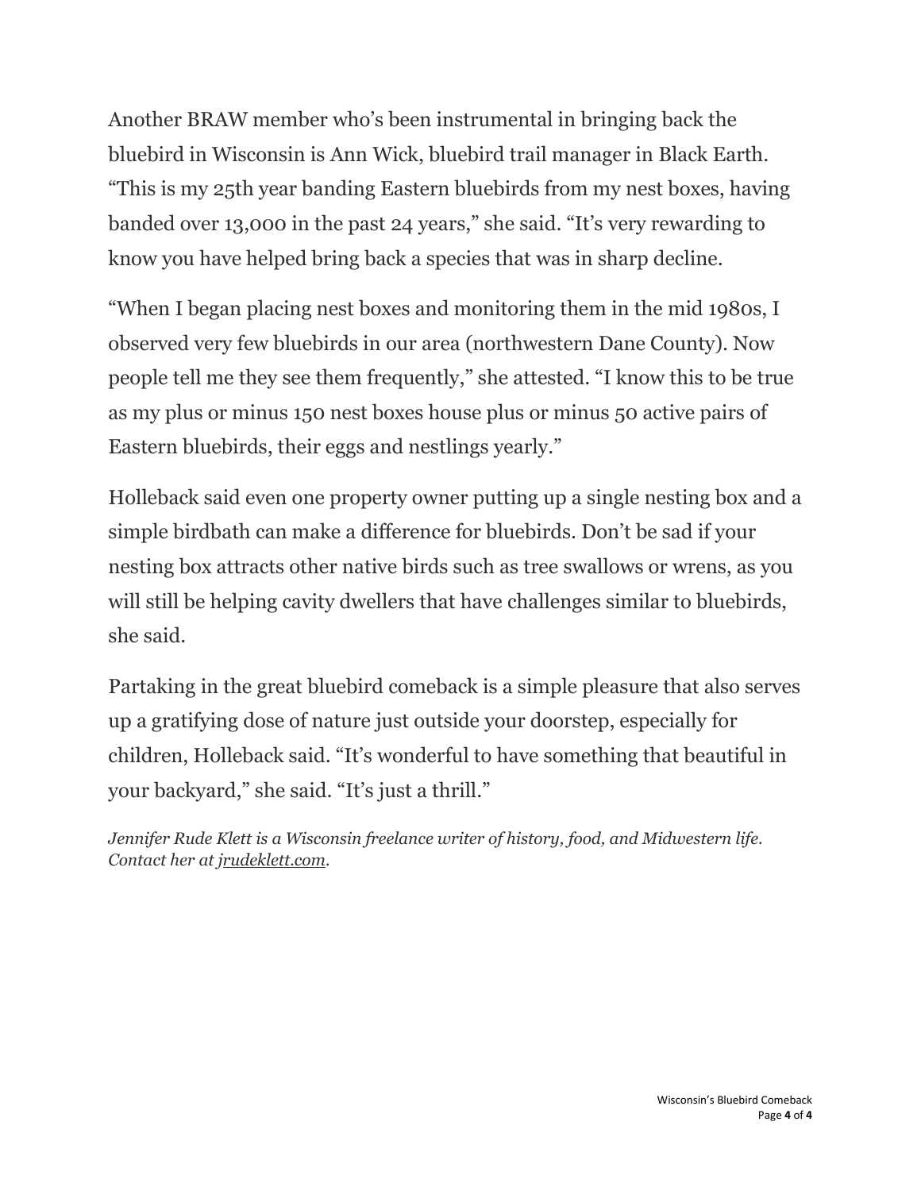Another BRAW member who's been instrumental in bringing back the bluebird in Wisconsin is Ann Wick, bluebird trail manager in Black Earth. "This is my 25th year banding Eastern bluebirds from my nest boxes, having banded over 13,000 in the past 24 years," she said. "It's very rewarding to know you have helped bring back a species that was in sharp decline.

"When I began placing nest boxes and monitoring them in the mid 1980s, I observed very few bluebirds in our area (northwestern Dane County). Now people tell me they see them frequently," she attested. "I know this to be true as my plus or minus 150 nest boxes house plus or minus 50 active pairs of Eastern bluebirds, their eggs and nestlings yearly."

Holleback said even one property owner putting up a single nesting box and a simple birdbath can make a difference for bluebirds. Don't be sad if your nesting box attracts other native birds such as tree swallows or wrens, as you will still be helping cavity dwellers that have challenges similar to bluebirds, she said.

Partaking in the great bluebird comeback is a simple pleasure that also serves up a gratifying dose of nature just outside your doorstep, especially for children, Holleback said. "It's wonderful to have something that beautiful in your backyard," she said. "It's just a thrill."

*Jennifer Rude Klett is a Wisconsin freelance writer of history, food, and Midwestern life. Contact her at jrudeklett.com.*